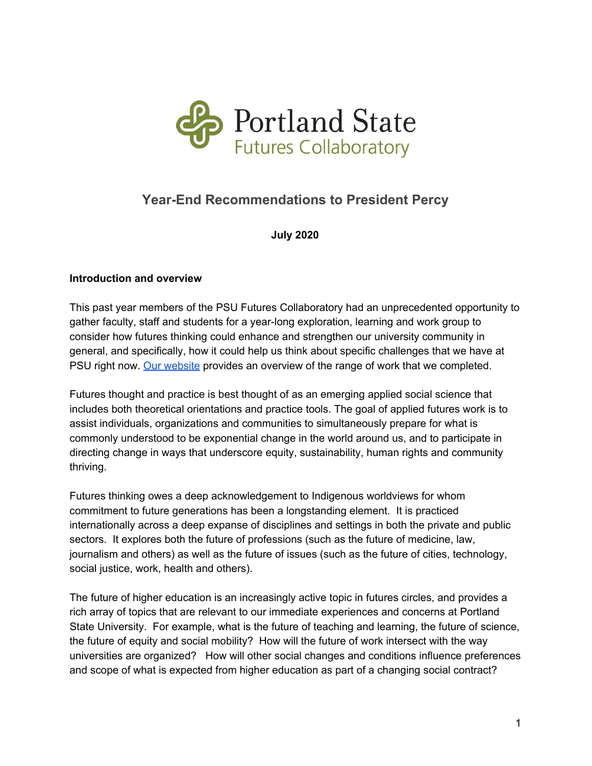Portland State
Futures Collaboratory

# Year-End Recommendations to President Percy

**July 2020**

**Introduction and overview**

This past year members of the PSU Futures Collaboratory had an unprecedented opportunity to gather faculty, staff and students for a year-long exploration, learning and work group to consider how futures thinking could enhance and strengthen our university community in general, and specifically, how it could help us think about specific challenges that we have at PSU right now. [Our website]() provides an overview of the range of work that we completed.

Futures thought and practice is best thought of as an emerging applied social science that includes both theoretical orientations and practice tools. The goal of applied futures work is to assist individuals, organizations and communities to simultaneously prepare for what is commonly understood to be exponential change in the world around us, and to participate in directing change in ways that underscore equity, sustainability, human rights and community thriving.

Futures thinking owes a deep acknowledgement to Indigenous worldviews for whom commitment to future generations has been a longstanding element. It is practiced internationally across a deep expanse of disciplines and settings in both the private and public sectors. It explores both the future of professions (such as the future of medicine, law, journalism and others) as well as the future of issues (such as the future of cities, technology, social justice, work, health and others).

The future of higher education is an increasingly active topic in futures circles, and provides a rich array of topics that are relevant to our immediate experiences and concerns at Portland State University. For example, what is the future of teaching and learning, the future of science, the future of equity and social mobility? How will the future of work intersect with the way universities are organized? How will other social changes and conditions influence preferences and scope of what is expected from higher education as part of a changing social contract?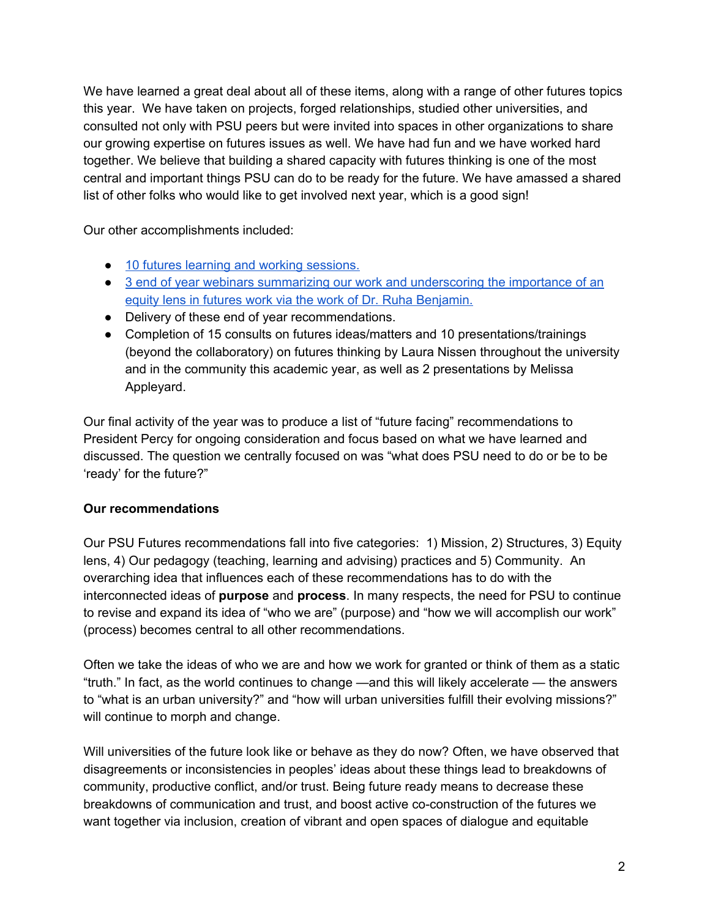We have learned a great deal about all of these items, along with a range of other futures topics this year. We have taken on projects, forged relationships, studied other universities, and consulted not only with PSU peers but were invited into spaces in other organizations to share our growing expertise on futures issues as well. We have had fun and we have worked hard together. We believe that building a shared capacity with futures thinking is one of the most central and important things PSU can do to be ready for the future. We have amassed a shared list of other folks who would like to get involved next year, which is a good sign!

Our other accomplishments included:

- 10 futures learning and working sessions.
- 3 end of year webinars summarizing our work and underscoring the importance of an equity lens in futures work via the work of Dr. Ruha Benjamin.
- Delivery of these end of year recommendations.
- Completion of 15 consults on futures ideas/matters and 10 presentations/trainings (beyond the collaboratory) on futures thinking by Laura Nissen throughout the university and in the community this academic year, as well as 2 presentations by Melissa Appleyard.

Our final activity of the year was to produce a list of "future facing" recommendations to President Percy for ongoing consideration and focus based on what we have learned and discussed. The question we centrally focused on was "what does PSU need to do or be to be 'ready' for the future?"

**Our recommendations**

Our PSU Futures recommendations fall into five categories: 1) Mission, 2) Structures, 3) Equity lens, 4) Our pedagogy (teaching, learning and advising) practices and 5) Community. An overarching idea that influences each of these recommendations has to do with the interconnected ideas of **purpose** and **process**. In many respects, the need for PSU to continue to revise and expand its idea of "who we are" (purpose) and "how we will accomplish our work" (process) becomes central to all other recommendations.

Often we take the ideas of who we are and how we work for granted or think of them as a static "truth." In fact, as the world continues to change —and this will likely accelerate — the answers to "what is an urban university?" and "how will urban universities fulfill their evolving missions?" will continue to morph and change.

Will universities of the future look like or behave as they do now? Often, we have observed that disagreements or inconsistencies in peoples' ideas about these things lead to breakdowns of community, productive conflict, and/or trust. Being future ready means to decrease these breakdowns of communication and trust, and boost active co-construction of the futures we want together via inclusion, creation of vibrant and open spaces of dialogue and equitable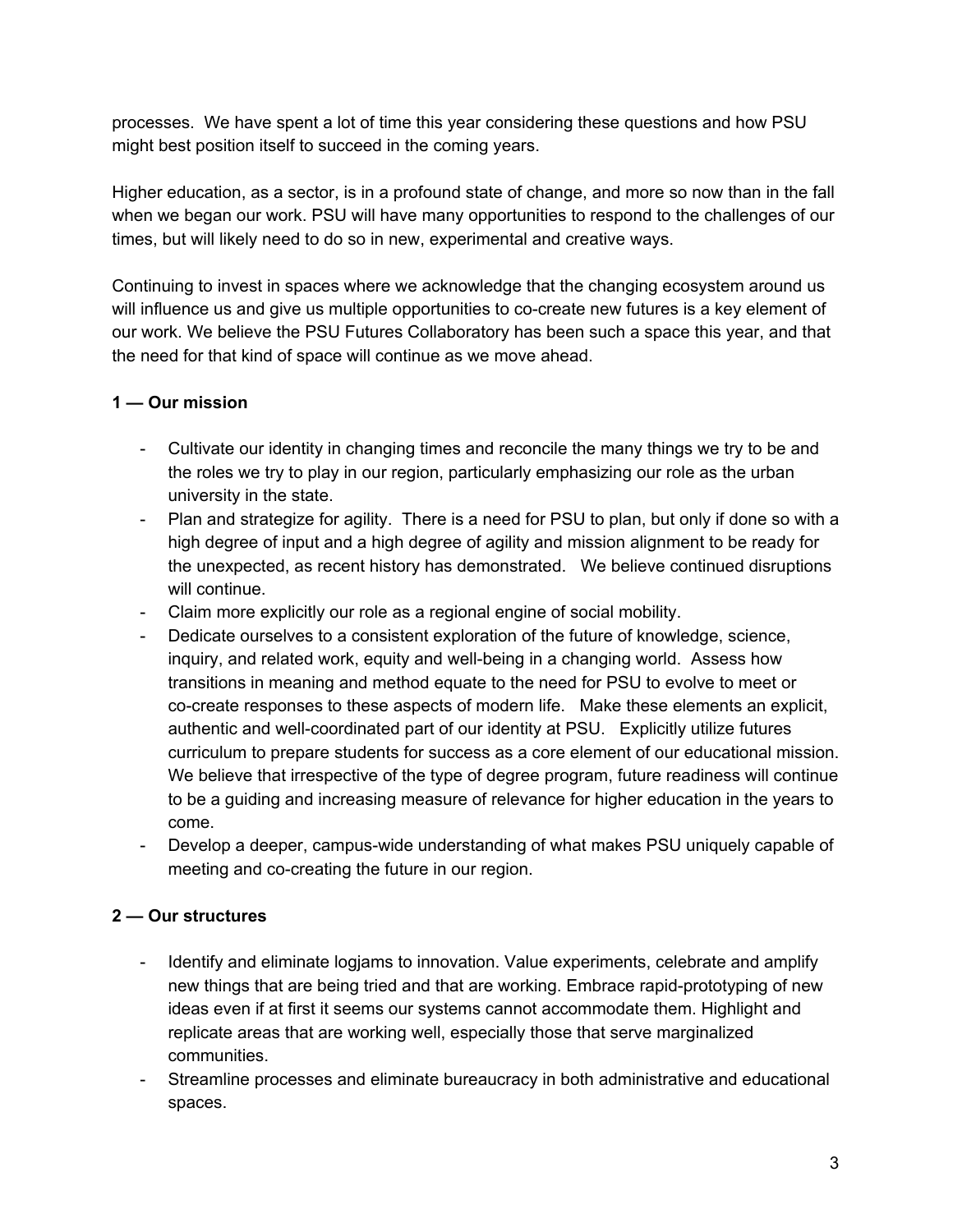processes. We have spent a lot of time this year considering these questions and how PSU might best position itself to succeed in the coming years.

Higher education, as a sector, is in a profound state of change, and more so now than in the fall when we began our work. PSU will have many opportunities to respond to the challenges of our times, but will likely need to do so in new, experimental and creative ways.

Continuing to invest in spaces where we acknowledge that the changing ecosystem around us will influence us and give us multiple opportunities to co-create new futures is a key element of our work. We believe the PSU Futures Collaboratory has been such a space this year, and that the need for that kind of space will continue as we move ahead.

**1 — Our mission**

- Cultivate our identity in changing times and reconcile the many things we try to be and the roles we try to play in our region, particularly emphasizing our role as the urban university in the state.
- Plan and strategize for agility. There is a need for PSU to plan, but only if done so with a high degree of input and a high degree of agility and mission alignment to be ready for the unexpected, as recent history has demonstrated. We believe continued disruptions will continue.
- Claim more explicitly our role as a regional engine of social mobility.
- Dedicate ourselves to a consistent exploration of the future of knowledge, science, inquiry, and related work, equity and well-being in a changing world. Assess how transitions in meaning and method equate to the need for PSU to evolve to meet or co-create responses to these aspects of modern life. Make these elements an explicit, authentic and well-coordinated part of our identity at PSU. Explicitly utilize futures curriculum to prepare students for success as a core element of our educational mission. We believe that irrespective of the type of degree program, future readiness will continue to be a guiding and increasing measure of relevance for higher education in the years to come.
- Develop a deeper, campus-wide understanding of what makes PSU uniquely capable of meeting and co-creating the future in our region.

**2 — Our structures**

- Identify and eliminate logjams to innovation. Value experiments, celebrate and amplify new things that are being tried and that are working. Embrace rapid-prototyping of new ideas even if at first it seems our systems cannot accommodate them. Highlight and replicate areas that are working well, especially those that serve marginalized communities.
- Streamline processes and eliminate bureaucracy in both administrative and educational spaces.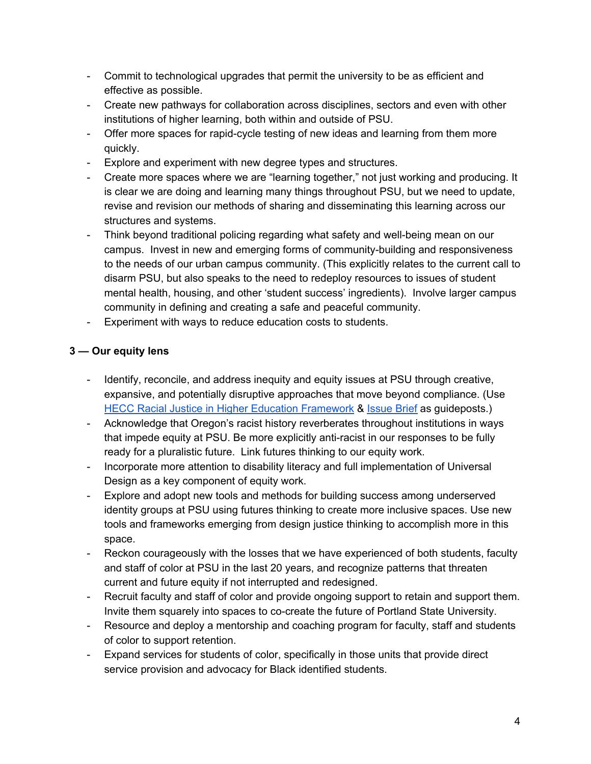- Commit to technological upgrades that permit the university to be as efficient and effective as possible.
- Create new pathways for collaboration across disciplines, sectors and even with other institutions of higher learning, both within and outside of PSU.
- Offer more spaces for rapid-cycle testing of new ideas and learning from them more quickly.
- Explore and experiment with new degree types and structures.
- Create more spaces where we are "learning together," not just working and producing. It is clear we are doing and learning many things throughout PSU, but we need to update, revise and revision our methods of sharing and disseminating this learning across our structures and systems.
- Think beyond traditional policing regarding what safety and well-being mean on our campus. Invest in new and emerging forms of community-building and responsiveness to the needs of our urban campus community. (This explicitly relates to the current call to disarm PSU, but also speaks to the need to redeploy resources to issues of student mental health, housing, and other 'student success' ingredients). Involve larger campus community in defining and creating a safe and peaceful community.
- Experiment with ways to reduce education costs to students.

**3 — Our equity lens**

- Identify, reconcile, and address inequity and equity issues at PSU through creative, expansive, and potentially disruptive approaches that move beyond compliance. (Use HECC Racial Justice in Higher Education Framework & Issue Brief as guideposts.)
- Acknowledge that Oregon's racist history reverberates throughout institutions in ways that impede equity at PSU. Be more explicitly anti-racist in our responses to be fully ready for a pluralistic future. Link futures thinking to our equity work.
- Incorporate more attention to disability literacy and full implementation of Universal Design as a key component of equity work.
- Explore and adopt new tools and methods for building success among underserved identity groups at PSU using futures thinking to create more inclusive spaces. Use new tools and frameworks emerging from design justice thinking to accomplish more in this space.
- Reckon courageously with the losses that we have experienced of both students, faculty and staff of color at PSU in the last 20 years, and recognize patterns that threaten current and future equity if not interrupted and redesigned.
- Recruit faculty and staff of color and provide ongoing support to retain and support them. Invite them squarely into spaces to co-create the future of Portland State University.
- Resource and deploy a mentorship and coaching program for faculty, staff and students of color to support retention.
- Expand services for students of color, specifically in those units that provide direct service provision and advocacy for Black identified students.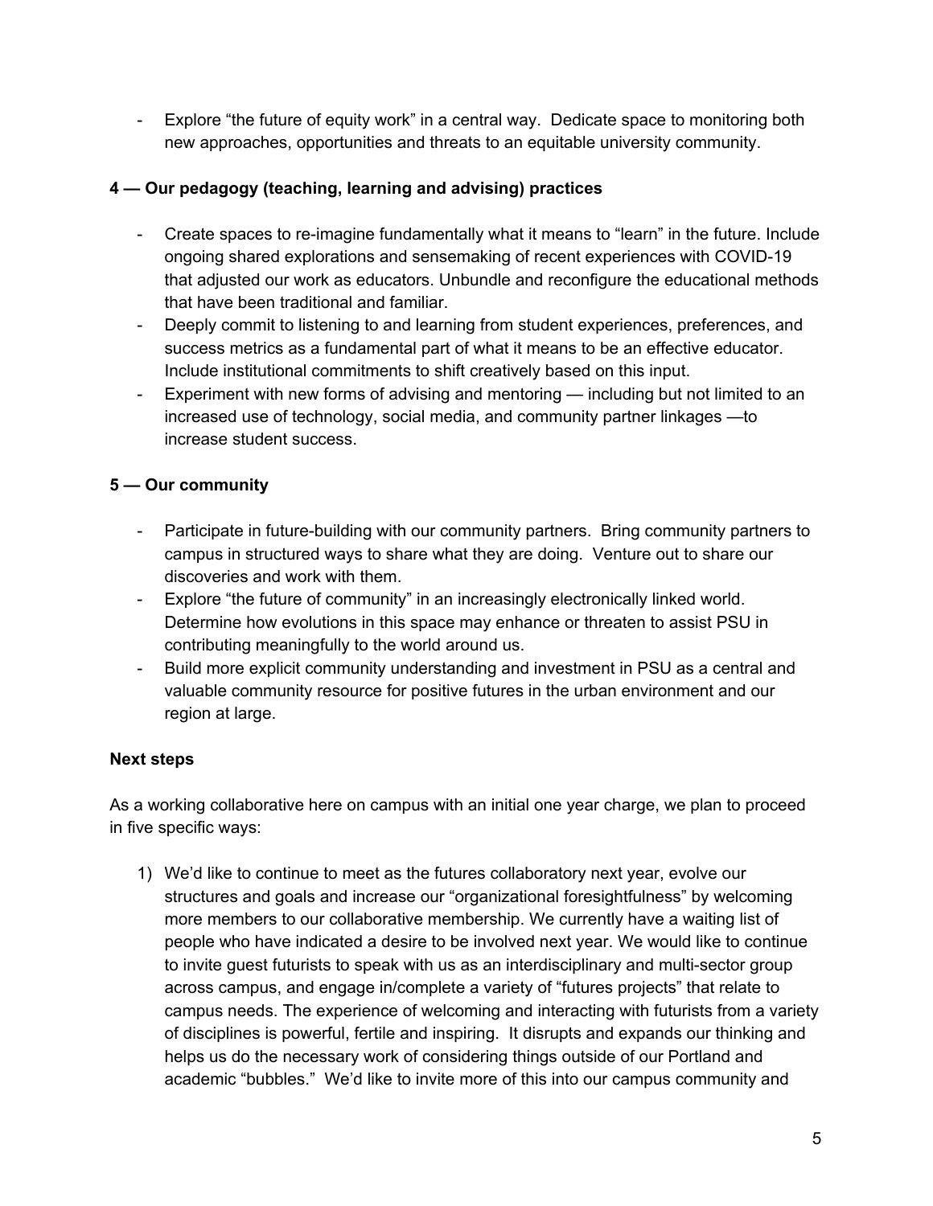- Explore "the future of equity work" in a central way.  Dedicate space to monitoring both new approaches, opportunities and threats to an equitable university community.

**4 — Our pedagogy (teaching, learning and advising) practices**

- Create spaces to re-imagine fundamentally what it means to "learn" in the future. Include ongoing shared explorations and sensemaking of recent experiences with COVID-19 that adjusted our work as educators. Unbundle and reconfigure the educational methods that have been traditional and familiar.
- Deeply commit to listening to and learning from student experiences, preferences, and success metrics as a fundamental part of what it means to be an effective educator. Include institutional commitments to shift creatively based on this input.
- Experiment with new forms of advising and mentoring — including but not limited to an increased use of technology, social media, and community partner linkages —to increase student success.

**5 — Our community**

- Participate in future-building with our community partners.  Bring community partners to campus in structured ways to share what they are doing.  Venture out to share our discoveries and work with them.
- Explore "the future of community" in an increasingly electronically linked world. Determine how evolutions in this space may enhance or threaten to assist PSU in contributing meaningfully to the world around us.
- Build more explicit community understanding and investment in PSU as a central and valuable community resource for positive futures in the urban environment and our region at large.

**Next steps**

As a working collaborative here on campus with an initial one year charge, we plan to proceed in five specific ways:

1) We'd like to continue to meet as the futures collaboratory next year, evolve our structures and goals and increase our "organizational foresightfulness" by welcoming more members to our collaborative membership. We currently have a waiting list of people who have indicated a desire to be involved next year. We would like to continue to invite guest futurists to speak with us as an interdisciplinary and multi-sector group across campus, and engage in/complete a variety of "futures projects" that relate to campus needs. The experience of welcoming and interacting with futurists from a variety of disciplines is powerful, fertile and inspiring.  It disrupts and expands our thinking and helps us do the necessary work of considering things outside of our Portland and academic "bubbles."  We'd like to invite more of this into our campus community and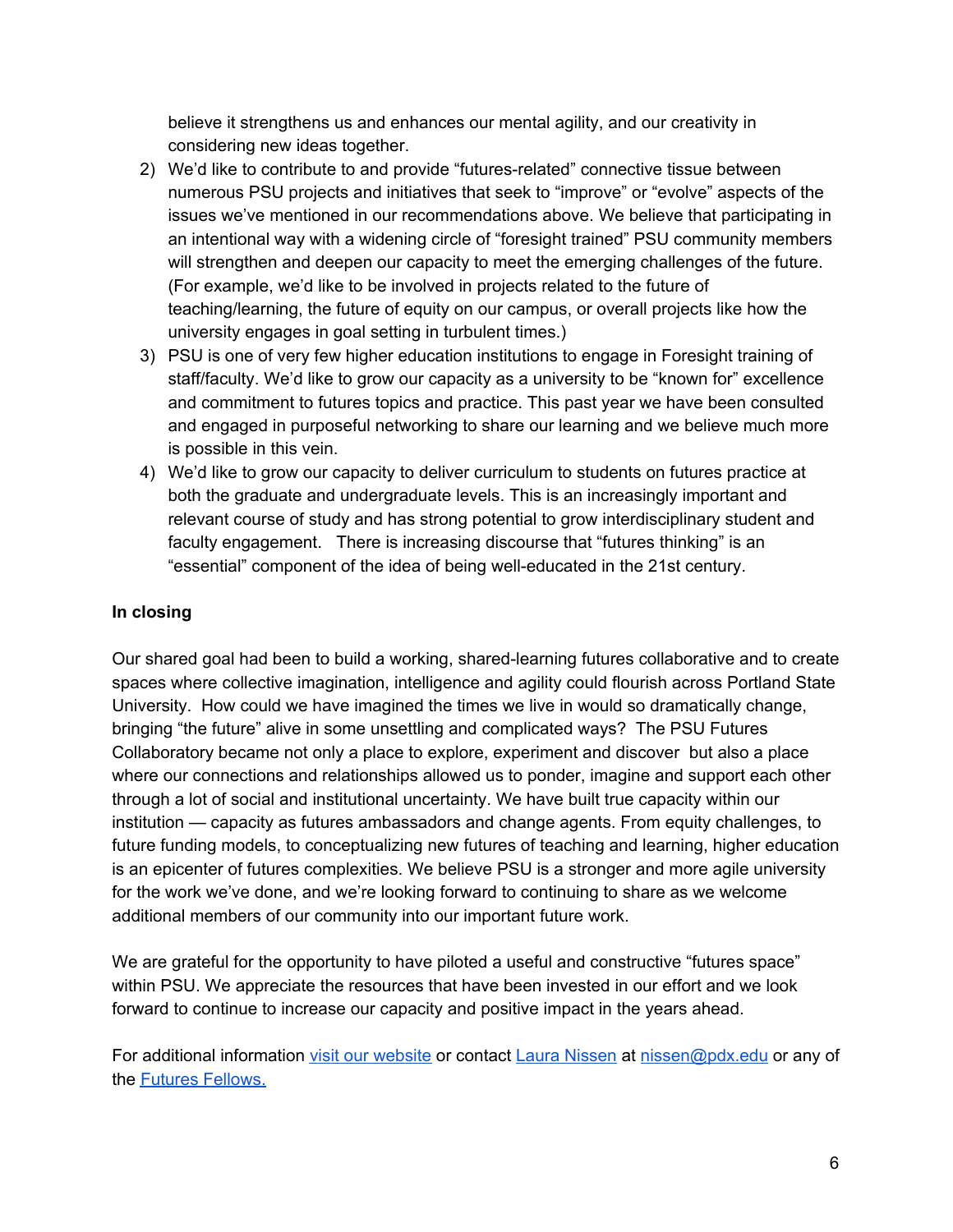believe it strengthens us and enhances our mental agility, and our creativity in considering new ideas together.

2) We'd like to contribute to and provide "futures-related" connective tissue between numerous PSU projects and initiatives that seek to "improve" or "evolve" aspects of the issues we've mentioned in our recommendations above. We believe that participating in an intentional way with a widening circle of "foresight trained" PSU community members will strengthen and deepen our capacity to meet the emerging challenges of the future. (For example, we'd like to be involved in projects related to the future of teaching/learning, the future of equity on our campus, or overall projects like how the university engages in goal setting in turbulent times.)
3) PSU is one of very few higher education institutions to engage in Foresight training of staff/faculty. We'd like to grow our capacity as a university to be "known for" excellence and commitment to futures topics and practice. This past year we have been consulted and engaged in purposeful networking to share our learning and we believe much more is possible in this vein.
4) We'd like to grow our capacity to deliver curriculum to students on futures practice at both the graduate and undergraduate levels. This is an increasingly important and relevant course of study and has strong potential to grow interdisciplinary student and faculty engagement. There is increasing discourse that "futures thinking" is an "essential" component of the idea of being well-educated in the 21st century.

**In closing**

Our shared goal had been to build a working, shared-learning futures collaborative and to create spaces where collective imagination, intelligence and agility could flourish across Portland State University. How could we have imagined the times we live in would so dramatically change, bringing "the future" alive in some unsettling and complicated ways? The PSU Futures Collaboratory became not only a place to explore, experiment and discover but also a place where our connections and relationships allowed us to ponder, imagine and support each other through a lot of social and institutional uncertainty. We have built true capacity within our institution — capacity as futures ambassadors and change agents. From equity challenges, to future funding models, to conceptualizing new futures of teaching and learning, higher education is an epicenter of futures complexities. We believe PSU is a stronger and more agile university for the work we've done, and we're looking forward to continuing to share as we welcome additional members of our community into our important future work.

We are grateful for the opportunity to have piloted a useful and constructive "futures space" within PSU. We appreciate the resources that have been invested in our effort and we look forward to continue to increase our capacity and positive impact in the years ahead.

For additional information visit our website or contact Laura Nissen at nissen@pdx.edu or any of the Futures Fellows.